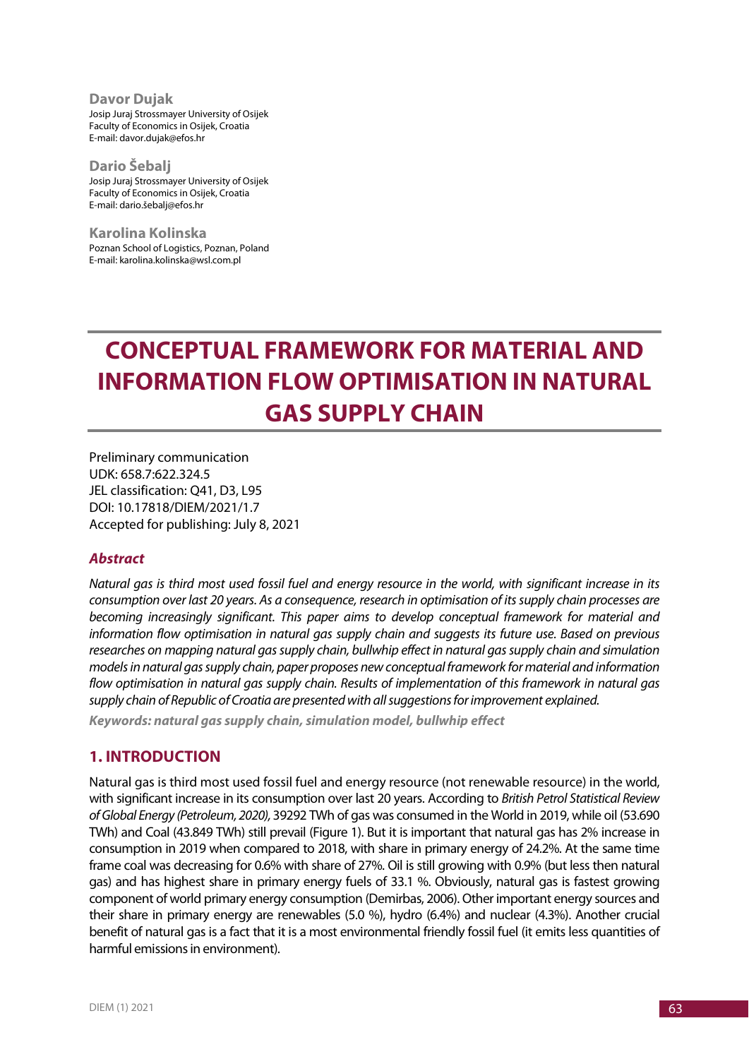**Davor Dujak**
Josip Juraj Strossmayer University of Osijek
Faculty of Economics in Osijek, Croatia
E-mail: davor.dujak@efos.hr

**Dario Šebalj**
Josip Juraj Strossmayer University of Osijek
Faculty of Economics in Osijek, Croatia
E-mail: dario.šebalj@efos.hr

**Karolina Kolinska**
Poznan School of Logistics, Poznan, Poland
E-mail: karolina.kolinska@wsl.com.pl

# CONCEPTUAL FRAMEWORK FOR MATERIAL AND INFORMATION FLOW OPTIMISATION IN NATURAL GAS SUPPLY CHAIN

Preliminary communication
UDK: 658.7:622.324.5
JEL classification: Q41, D3, L95
DOI: 10.17818/DIEM/2021/1.7
Accepted for publishing: July 8, 2021

## *Abstract*

*Natural gas is third most used fossil fuel and energy resource in the world, with significant increase in its consumption over last 20 years. As a consequence, research in optimisation of its supply chain processes are becoming increasingly significant. This paper aims to develop conceptual framework for material and information flow optimisation in natural gas supply chain and suggests its future use. Based on previous researches on mapping natural gas supply chain, bullwhip effect in natural gas supply chain and simulation models in natural gas supply chain, paper proposes new conceptual framework for material and information flow optimisation in natural gas supply chain. Results of implementation of this framework in natural gas supply chain of Republic of Croatia are presented with all suggestions for improvement explained.*

**Keywords: natural gas supply chain, simulation model, bullwhip effect**

## 1. INTRODUCTION

Natural gas is third most used fossil fuel and energy resource (not renewable resource) in the world, with significant increase in its consumption over last 20 years. According to *British Petrol Statistical Review of Global Energy (Petroleum, 2020),* 39292 TWh of gas was consumed in the World in 2019, while oil (53.690 TWh) and Coal (43.849 TWh) still prevail (Figure 1). But it is important that natural gas has 2% increase in consumption in 2019 when compared to 2018, with share in primary energy of 24.2%. At the same time frame coal was decreasing for 0.6% with share of 27%. Oil is still growing with 0.9% (but less then natural gas) and has highest share in primary energy fuels of 33.1 %. Obviously, natural gas is fastest growing component of world primary energy consumption (Demirbas, 2006). Other important energy sources and their share in primary energy are renewables (5.0 %), hydro (6.4%) and nuclear (4.3%). Another crucial benefit of natural gas is a fact that it is a most environmental friendly fossil fuel (it emits less quantities of harmful emissions in environment).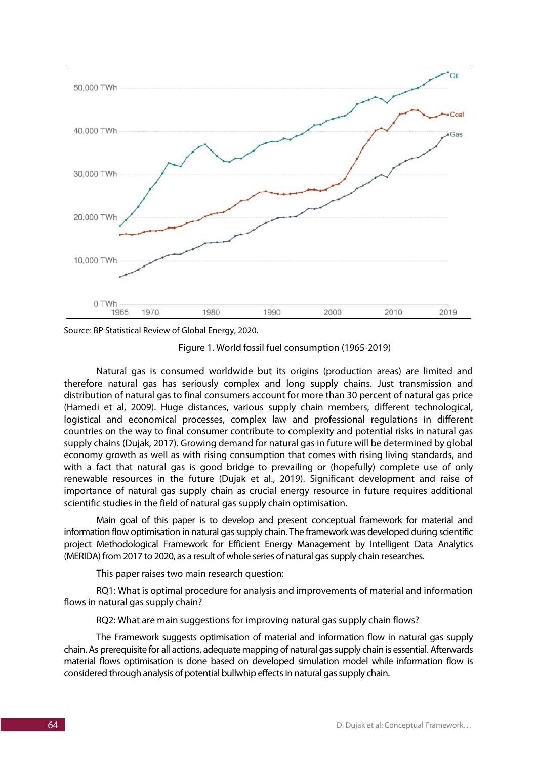Source: BP Statistical Review of Global Energy, 2020.

Figure 1. World fossil fuel consumption (1965-2019)

Natural gas is consumed worldwide but its origins (production areas) are limited and therefore natural gas has seriously complex and long supply chains. Just transmission and distribution of natural gas to final consumers account for more than 30 percent of natural gas price (Hamedi et al, 2009). Huge distances, various supply chain members, different technological, logistical and economical processes, complex law and professional regulations in different countries on the way to final consumer contribute to complexity and potential risks in natural gas supply chains (Dujak, 2017). Growing demand for natural gas in future will be determined by global economy growth as well as with rising consumption that comes with rising living standards, and with a fact that natural gas is good bridge to prevailing or (hopefully) complete use of only renewable resources in the future (Dujak et al., 2019). Significant development and raise of importance of natural gas supply chain as crucial energy resource in future requires additional scientific studies in the field of natural gas supply chain optimisation.

Main goal of this paper is to develop and present conceptual framework for material and information flow optimisation in natural gas supply chain. The framework was developed during scientific project Methodological Framework for Efficient Energy Management by Intelligent Data Analytics (MERIDA) from 2017 to 2020, as a result of whole series of natural gas supply chain researches.

This paper raises two main research question:

RQ1: What is optimal procedure for analysis and improvements of material and information flows in natural gas supply chain?

RQ2: What are main suggestions for improving natural gas supply chain flows?

The Framework suggests optimisation of material and information flow in natural gas supply chain. As prerequisite for all actions, adequate mapping of natural gas supply chain is essential. Afterwards material flows optimisation is done based on developed simulation model while information flow is considered through analysis of potential bullwhip effects in natural gas supply chain.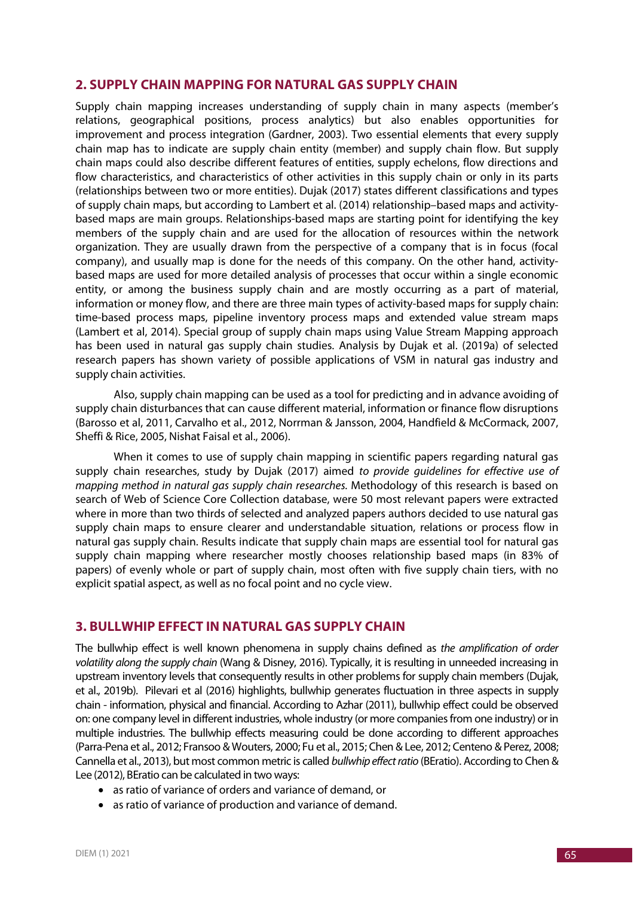## 2. SUPPLY CHAIN MAPPING FOR NATURAL GAS SUPPLY CHAIN

Supply chain mapping increases understanding of supply chain in many aspects (member's relations, geographical positions, process analytics) but also enables opportunities for improvement and process integration (Gardner, 2003). Two essential elements that every supply chain map has to indicate are supply chain entity (member) and supply chain flow. But supply chain maps could also describe different features of entities, supply echelons, flow directions and flow characteristics, and characteristics of other activities in this supply chain or only in its parts (relationships between two or more entities). Dujak (2017) states different classifications and types of supply chain maps, but according to Lambert et al. (2014) relationship–based maps and activity-based maps are main groups. Relationships-based maps are starting point for identifying the key members of the supply chain and are used for the allocation of resources within the network organization. They are usually drawn from the perspective of a company that is in focus (focal company), and usually map is done for the needs of this company. On the other hand, activity-based maps are used for more detailed analysis of processes that occur within a single economic entity, or among the business supply chain and are mostly occurring as a part of material, information or money flow, and there are three main types of activity-based maps for supply chain: time-based process maps, pipeline inventory process maps and extended value stream maps (Lambert et al, 2014). Special group of supply chain maps using Value Stream Mapping approach has been used in natural gas supply chain studies. Analysis by Dujak et al. (2019a) of selected research papers has shown variety of possible applications of VSM in natural gas industry and supply chain activities.

Also, supply chain mapping can be used as a tool for predicting and in advance avoiding of supply chain disturbances that can cause different material, information or finance flow disruptions (Barosso et al, 2011, Carvalho et al., 2012, Norrman & Jansson, 2004, Handfield & McCormack, 2007, Sheffi & Rice, 2005, Nishat Faisal et al., 2006).

When it comes to use of supply chain mapping in scientific papers regarding natural gas supply chain researches, study by Dujak (2017) aimed *to provide guidelines for effective use of mapping method in natural gas supply chain researches.* Methodology of this research is based on search of Web of Science Core Collection database, were 50 most relevant papers were extracted where in more than two thirds of selected and analyzed papers authors decided to use natural gas supply chain maps to ensure clearer and understandable situation, relations or process flow in natural gas supply chain. Results indicate that supply chain maps are essential tool for natural gas supply chain mapping where researcher mostly chooses relationship based maps (in 83% of papers) of evenly whole or part of supply chain, most often with five supply chain tiers, with no explicit spatial aspect, as well as no focal point and no cycle view.

## 3. BULLWHIP EFFECT IN NATURAL GAS SUPPLY CHAIN

The bullwhip effect is well known phenomena in supply chains defined as *the amplification of order volatility along the supply chain* (Wang & Disney, 2016). Typically, it is resulting in unneeded increasing in upstream inventory levels that consequently results in other problems for supply chain members (Dujak, et al., 2019b). Pilevari et al (2016) highlights, bullwhip generates fluctuation in three aspects in supply chain - information, physical and financial. According to Azhar (2011), bullwhip effect could be observed on: one company level in different industries, whole industry (or more companies from one industry) or in multiple industries. The bullwhip effects measuring could be done according to different approaches (Parra-Pena et al., 2012; Fransoo & Wouters, 2000; Fu et al., 2015; Chen & Lee, 2012; Centeno & Perez, 2008; Cannella et al., 2013), but most common metric is called *bullwhip effect ratio* (BEratio). According to Chen & Lee (2012), BEratio can be calculated in two ways:

- as ratio of variance of orders and variance of demand, or
- as ratio of variance of production and variance of demand.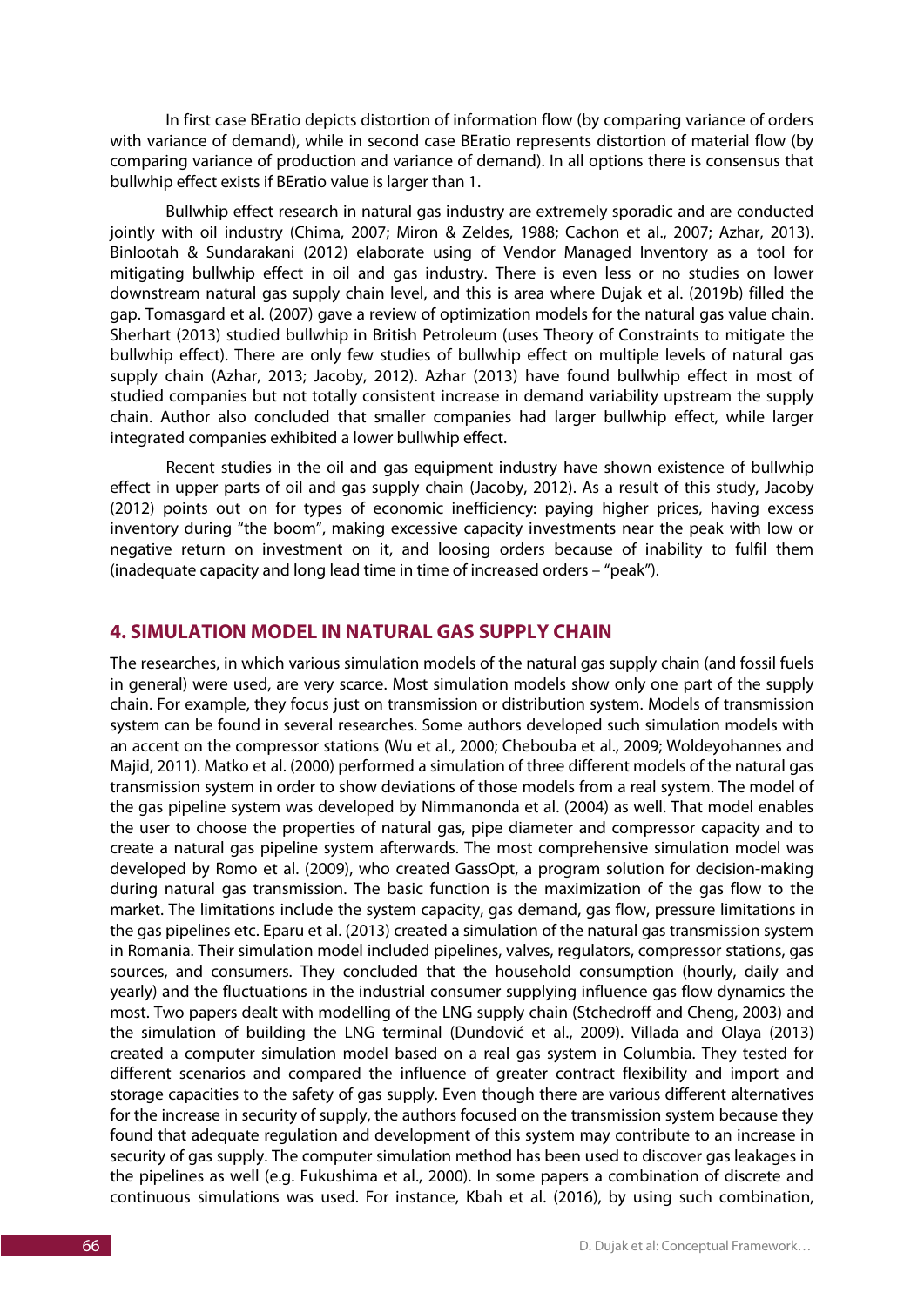In first case BEratio depicts distortion of information flow (by comparing variance of orders with variance of demand), while in second case BEratio represents distortion of material flow (by comparing variance of production and variance of demand). In all options there is consensus that bullwhip effect exists if BEratio value is larger than 1.

Bullwhip effect research in natural gas industry are extremely sporadic and are conducted jointly with oil industry (Chima, 2007; Miron & Zeldes, 1988; Cachon et al., 2007; Azhar, 2013). Binlootah & Sundarakani (2012) elaborate using of Vendor Managed Inventory as a tool for mitigating bullwhip effect in oil and gas industry. There is even less or no studies on lower downstream natural gas supply chain level, and this is area where Dujak et al. (2019b) filled the gap. Tomasgard et al. (2007) gave a review of optimization models for the natural gas value chain. Sherhart (2013) studied bullwhip in British Petroleum (uses Theory of Constraints to mitigate the bullwhip effect). There are only few studies of bullwhip effect on multiple levels of natural gas supply chain (Azhar, 2013; Jacoby, 2012). Azhar (2013) have found bullwhip effect in most of studied companies but not totally consistent increase in demand variability upstream the supply chain. Author also concluded that smaller companies had larger bullwhip effect, while larger integrated companies exhibited a lower bullwhip effect.

Recent studies in the oil and gas equipment industry have shown existence of bullwhip effect in upper parts of oil and gas supply chain (Jacoby, 2012). As a result of this study, Jacoby (2012) points out on for types of economic inefficiency: paying higher prices, having excess inventory during "the boom", making excessive capacity investments near the peak with low or negative return on investment on it, and loosing orders because of inability to fulfil them (inadequate capacity and long lead time in time of increased orders – "peak").

## 4. SIMULATION MODEL IN NATURAL GAS SUPPLY CHAIN

The researches, in which various simulation models of the natural gas supply chain (and fossil fuels in general) were used, are very scarce. Most simulation models show only one part of the supply chain. For example, they focus just on transmission or distribution system. Models of transmission system can be found in several researches. Some authors developed such simulation models with an accent on the compressor stations (Wu et al., 2000; Chebouba et al., 2009; Woldeyohannes and Majid, 2011). Matko et al. (2000) performed a simulation of three different models of the natural gas transmission system in order to show deviations of those models from a real system. The model of the gas pipeline system was developed by Nimmanonda et al. (2004) as well. That model enables the user to choose the properties of natural gas, pipe diameter and compressor capacity and to create a natural gas pipeline system afterwards. The most comprehensive simulation model was developed by Romo et al. (2009), who created GassOpt, a program solution for decision-making during natural gas transmission. The basic function is the maximization of the gas flow to the market. The limitations include the system capacity, gas demand, gas flow, pressure limitations in the gas pipelines etc. Eparu et al. (2013) created a simulation of the natural gas transmission system in Romania. Their simulation model included pipelines, valves, regulators, compressor stations, gas sources, and consumers. They concluded that the household consumption (hourly, daily and yearly) and the fluctuations in the industrial consumer supplying influence gas flow dynamics the most. Two papers dealt with modelling of the LNG supply chain (Stchedroff and Cheng, 2003) and the simulation of building the LNG terminal (Dundović et al., 2009). Villada and Olaya (2013) created a computer simulation model based on a real gas system in Columbia. They tested for different scenarios and compared the influence of greater contract flexibility and import and storage capacities to the safety of gas supply. Even though there are various different alternatives for the increase in security of supply, the authors focused on the transmission system because they found that adequate regulation and development of this system may contribute to an increase in security of gas supply. The computer simulation method has been used to discover gas leakages in the pipelines as well (e.g. Fukushima et al., 2000). In some papers a combination of discrete and continuous simulations was used. For instance, Kbah et al. (2016), by using such combination,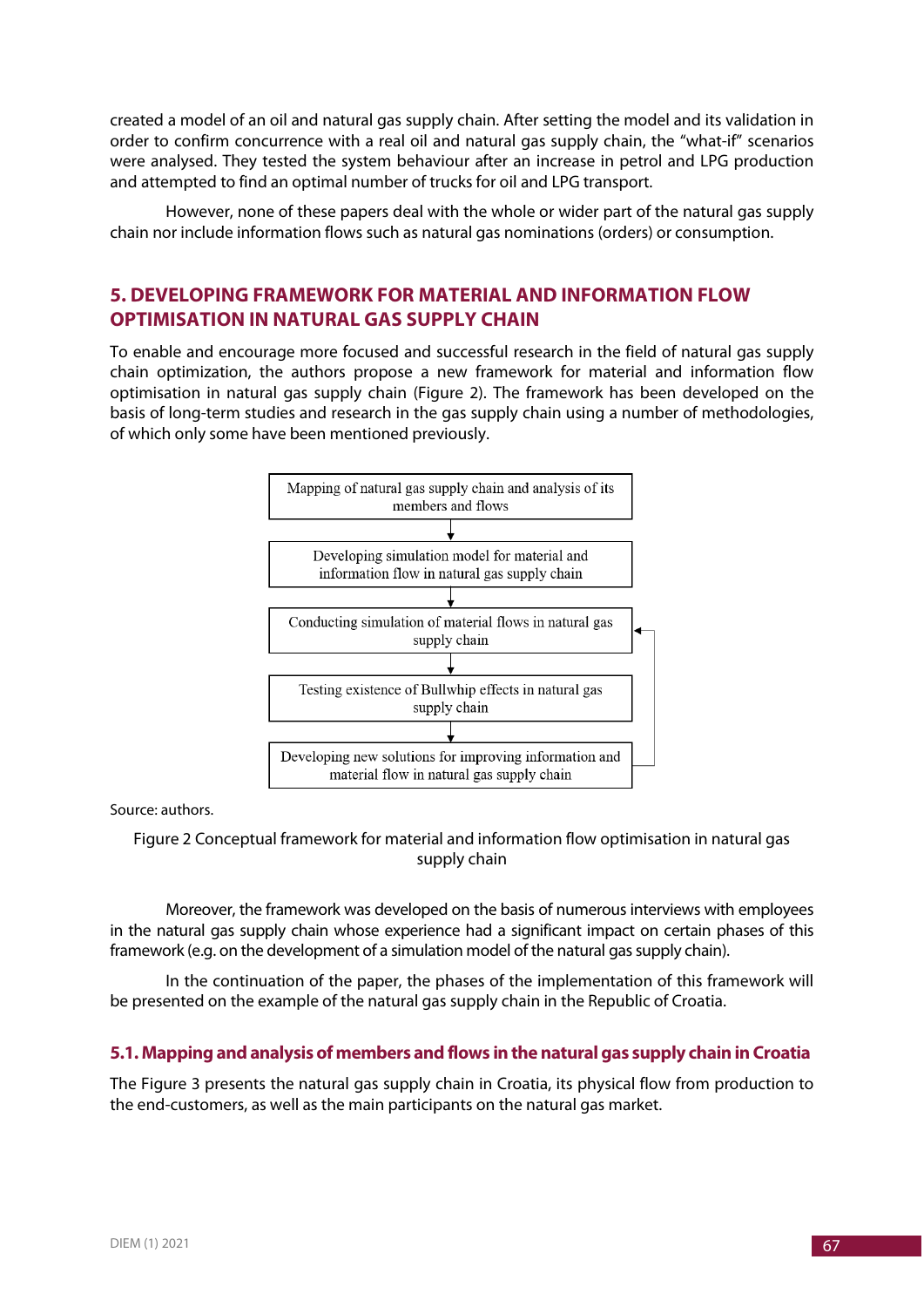created a model of an oil and natural gas supply chain. After setting the model and its validation in order to confirm concurrence with a real oil and natural gas supply chain, the "what-if" scenarios were analysed. They tested the system behaviour after an increase in petrol and LPG production and attempted to find an optimal number of trucks for oil and LPG transport.

However, none of these papers deal with the whole or wider part of the natural gas supply chain nor include information flows such as natural gas nominations (orders) or consumption.

## 5. DEVELOPING FRAMEWORK FOR MATERIAL AND INFORMATION FLOW OPTIMISATION IN NATURAL GAS SUPPLY CHAIN

To enable and encourage more focused and successful research in the field of natural gas supply chain optimization, the authors propose a new framework for material and information flow optimisation in natural gas supply chain (Figure 2). The framework has been developed on the basis of long-term studies and research in the gas supply chain using a number of methodologies, of which only some have been mentioned previously.

Mapping of natural gas supply chain and analysis of its members and flows

↓

Developing simulation model for material and information flow in natural gas supply chain

↓

Conducting simulation of material flows in natural gas supply chain

↓

Testing existence of Bullwhip effects in natural gas supply chain

↓

Developing new solutions for improving information and material flow in natural gas supply chain

Source: authors.

Figure 2 Conceptual framework for material and information flow optimisation in natural gas supply chain

Moreover, the framework was developed on the basis of numerous interviews with employees in the natural gas supply chain whose experience had a significant impact on certain phases of this framework (e.g. on the development of a simulation model of the natural gas supply chain).

In the continuation of the paper, the phases of the implementation of this framework will be presented on the example of the natural gas supply chain in the Republic of Croatia.

### 5.1. Mapping and analysis of members and flows in the natural gas supply chain in Croatia

The Figure 3 presents the natural gas supply chain in Croatia, its physical flow from production to the end-customers, as well as the main participants on the natural gas market.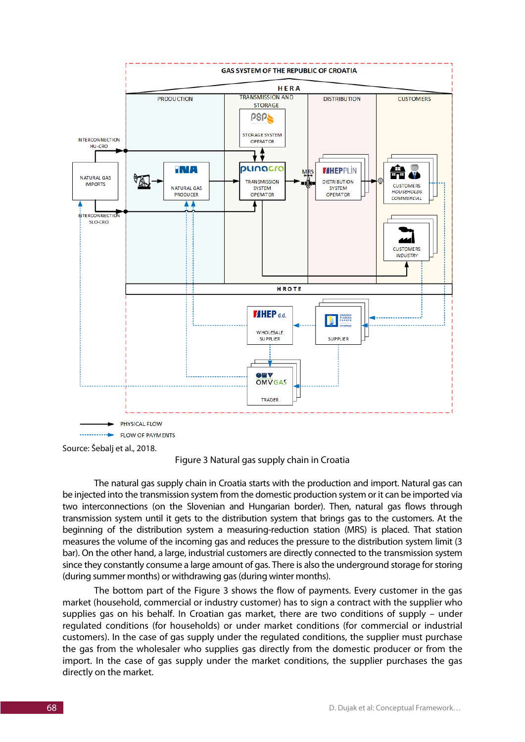Source: Šebalj et al., 2018.

Figure 3 Natural gas supply chain in Croatia

The natural gas supply chain in Croatia starts with the production and import. Natural gas can be injected into the transmission system from the domestic production system or it can be imported via two interconnections (on the Slovenian and Hungarian border). Then, natural gas flows through transmission system until it gets to the distribution system that brings gas to the customers. At the beginning of the distribution system a measuring-reduction station (MRS) is placed. That station measures the volume of the incoming gas and reduces the pressure to the distribution system limit (3 bar). On the other hand, a large, industrial customers are directly connected to the transmission system since they constantly consume a large amount of gas. There is also the underground storage for storing (during summer months) or withdrawing gas (during winter months).

The bottom part of the Figure 3 shows the flow of payments. Every customer in the gas market (household, commercial or industry customer) has to sign a contract with the supplier who supplies gas on his behalf. In Croatian gas market, there are two conditions of supply – under regulated conditions (for households) or under market conditions (for commercial or industrial customers). In the case of gas supply under the regulated conditions, the supplier must purchase the gas from the wholesaler who supplies gas directly from the domestic producer or from the import. In the case of gas supply under the market conditions, the supplier purchases the gas directly on the market.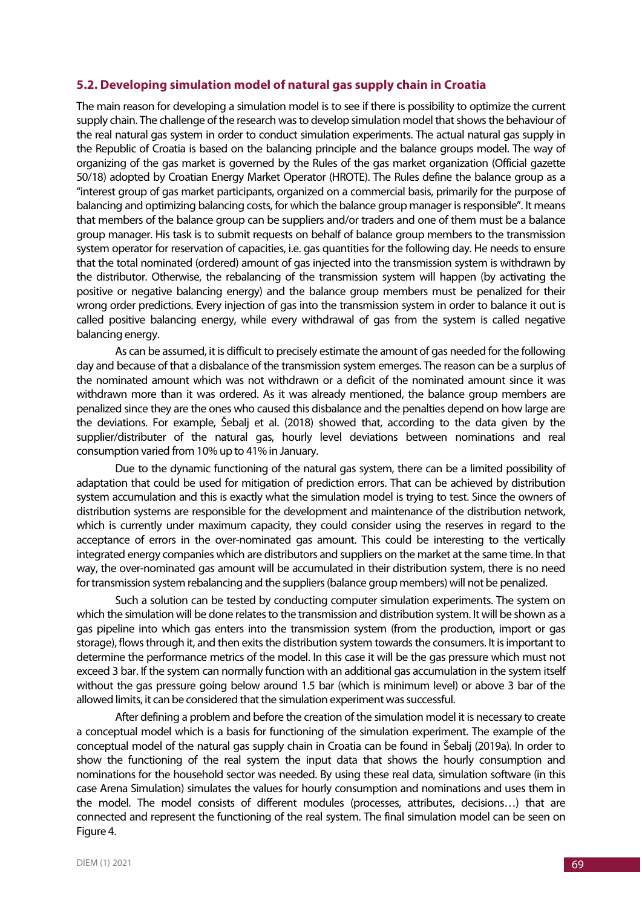### 5.2. Developing simulation model of natural gas supply chain in Croatia

The main reason for developing a simulation model is to see if there is possibility to optimize the current supply chain. The challenge of the research was to develop simulation model that shows the behaviour of the real natural gas system in order to conduct simulation experiments. The actual natural gas supply in the Republic of Croatia is based on the balancing principle and the balance groups model. The way of organizing of the gas market is governed by the Rules of the gas market organization (Official gazette 50/18) adopted by Croatian Energy Market Operator (HROTE). The Rules define the balance group as a "interest group of gas market participants, organized on a commercial basis, primarily for the purpose of balancing and optimizing balancing costs, for which the balance group manager is responsible". It means that members of the balance group can be suppliers and/or traders and one of them must be a balance group manager. His task is to submit requests on behalf of balance group members to the transmission system operator for reservation of capacities, i.e. gas quantities for the following day. He needs to ensure that the total nominated (ordered) amount of gas injected into the transmission system is withdrawn by the distributor. Otherwise, the rebalancing of the transmission system will happen (by activating the positive or negative balancing energy) and the balance group members must be penalized for their wrong order predictions. Every injection of gas into the transmission system in order to balance it out is called positive balancing energy, while every withdrawal of gas from the system is called negative balancing energy.

As can be assumed, it is difficult to precisely estimate the amount of gas needed for the following day and because of that a disbalance of the transmission system emerges. The reason can be a surplus of the nominated amount which was not withdrawn or a deficit of the nominated amount since it was withdrawn more than it was ordered. As it was already mentioned, the balance group members are penalized since they are the ones who caused this disbalance and the penalties depend on how large are the deviations. For example, Šebalj et al. (2018) showed that, according to the data given by the supplier/distributer of the natural gas, hourly level deviations between nominations and real consumption varied from 10% up to 41% in January.

Due to the dynamic functioning of the natural gas system, there can be a limited possibility of adaptation that could be used for mitigation of prediction errors. That can be achieved by distribution system accumulation and this is exactly what the simulation model is trying to test. Since the owners of distribution systems are responsible for the development and maintenance of the distribution network, which is currently under maximum capacity, they could consider using the reserves in regard to the acceptance of errors in the over-nominated gas amount. This could be interesting to the vertically integrated energy companies which are distributors and suppliers on the market at the same time. In that way, the over-nominated gas amount will be accumulated in their distribution system, there is no need for transmission system rebalancing and the suppliers (balance group members) will not be penalized.

Such a solution can be tested by conducting computer simulation experiments. The system on which the simulation will be done relates to the transmission and distribution system. It will be shown as a gas pipeline into which gas enters into the transmission system (from the production, import or gas storage), flows through it, and then exits the distribution system towards the consumers. It is important to determine the performance metrics of the model. In this case it will be the gas pressure which must not exceed 3 bar. If the system can normally function with an additional gas accumulation in the system itself without the gas pressure going below around 1.5 bar (which is minimum level) or above 3 bar of the allowed limits, it can be considered that the simulation experiment was successful.

After defining a problem and before the creation of the simulation model it is necessary to create a conceptual model which is a basis for functioning of the simulation experiment. The example of the conceptual model of the natural gas supply chain in Croatia can be found in Šebalj (2019a). In order to show the functioning of the real system the input data that shows the hourly consumption and nominations for the household sector was needed. By using these real data, simulation software (in this case Arena Simulation) simulates the values for hourly consumption and nominations and uses them in the model. The model consists of different modules (processes, attributes, decisions…) that are connected and represent the functioning of the real system. The final simulation model can be seen on Figure 4.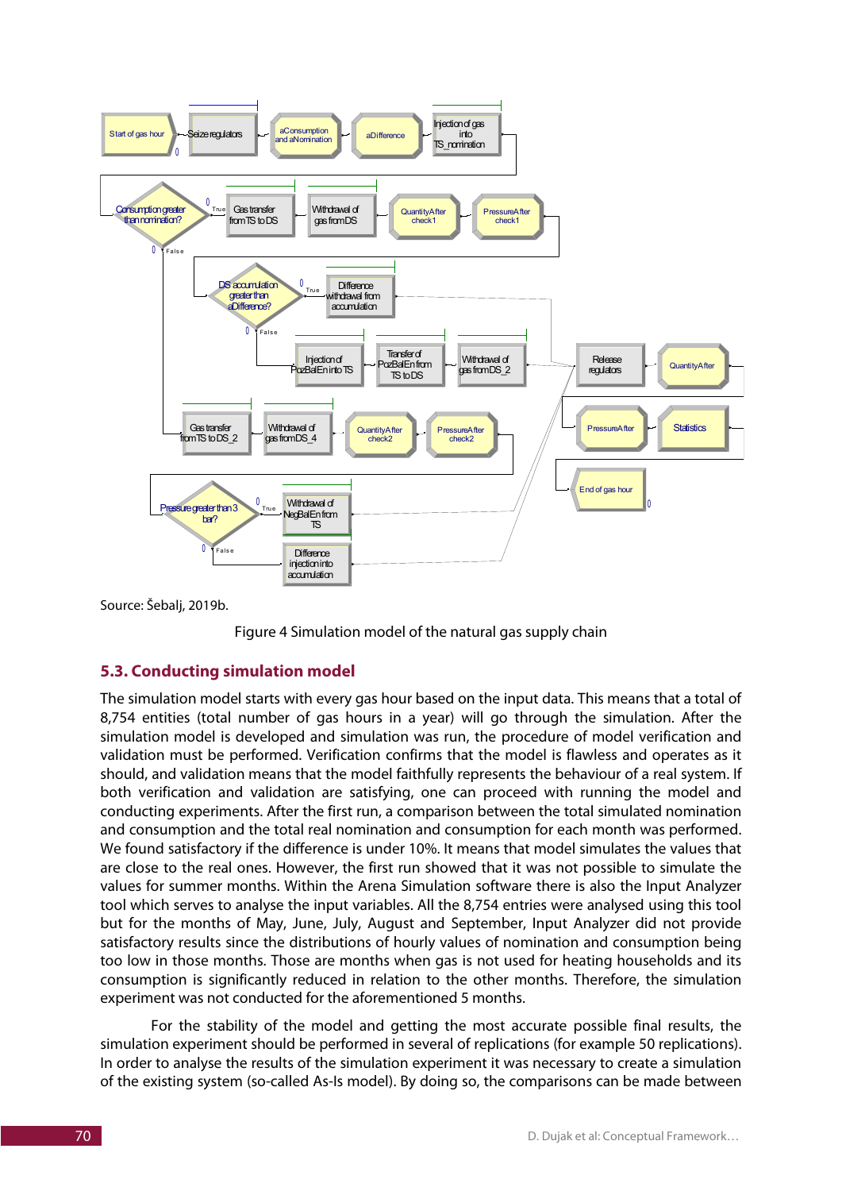Source: Šebalj, 2019b.

Figure 4 Simulation model of the natural gas supply chain

### 5.3. Conducting simulation model

The simulation model starts with every gas hour based on the input data. This means that a total of 8,754 entities (total number of gas hours in a year) will go through the simulation. After the simulation model is developed and simulation was run, the procedure of model verification and validation must be performed. Verification confirms that the model is flawless and operates as it should, and validation means that the model faithfully represents the behaviour of a real system. If both verification and validation are satisfying, one can proceed with running the model and conducting experiments. After the first run, a comparison between the total simulated nomination and consumption and the total real nomination and consumption for each month was performed. We found satisfactory if the difference is under 10%. It means that model simulates the values that are close to the real ones. However, the first run showed that it was not possible to simulate the values for summer months. Within the Arena Simulation software there is also the Input Analyzer tool which serves to analyse the input variables. All the 8,754 entries were analysed using this tool but for the months of May, June, July, August and September, Input Analyzer did not provide satisfactory results since the distributions of hourly values of nomination and consumption being too low in those months. Those are months when gas is not used for heating households and its consumption is significantly reduced in relation to the other months. Therefore, the simulation experiment was not conducted for the aforementioned 5 months.

For the stability of the model and getting the most accurate possible final results, the simulation experiment should be performed in several of replications (for example 50 replications). In order to analyse the results of the simulation experiment it was necessary to create a simulation of the existing system (so-called As-Is model). By doing so, the comparisons can be made between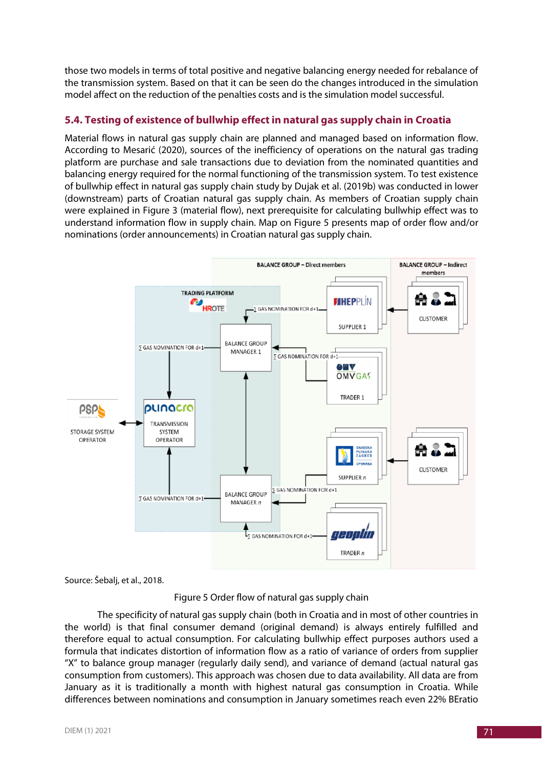those two models in terms of total positive and negative balancing energy needed for rebalance of the transmission system. Based on that it can be seen do the changes introduced in the simulation model affect on the reduction of the penalties costs and is the simulation model successful.

### 5.4. Testing of existence of bullwhip effect in natural gas supply chain in Croatia

Material flows in natural gas supply chain are planned and managed based on information flow. According to Mesarić (2020), sources of the inefficiency of operations on the natural gas trading platform are purchase and sale transactions due to deviation from the nominated quantities and balancing energy required for the normal functioning of the transmission system. To test existence of bullwhip effect in natural gas supply chain study by Dujak et al. (2019b) was conducted in lower (downstream) parts of Croatian natural gas supply chain. As members of Croatian supply chain were explained in Figure 3 (material flow), next prerequisite for calculating bullwhip effect was to understand information flow in supply chain. Map on Figure 5 presents map of order flow and/or nominations (order announcements) in Croatian natural gas supply chain.

Source: Šebalj, et al., 2018.

Figure 5 Order flow of natural gas supply chain

The specificity of natural gas supply chain (both in Croatia and in most of other countries in the world) is that final consumer demand (original demand) is always entirely fulfilled and therefore equal to actual consumption. For calculating bullwhip effect purposes authors used a formula that indicates distortion of information flow as a ratio of variance of orders from supplier "X" to balance group manager (regularly daily send), and variance of demand (actual natural gas consumption from customers). This approach was chosen due to data availability. All data are from January as it is traditionally a month with highest natural gas consumption in Croatia. While differences between nominations and consumption in January sometimes reach even 22% BEratio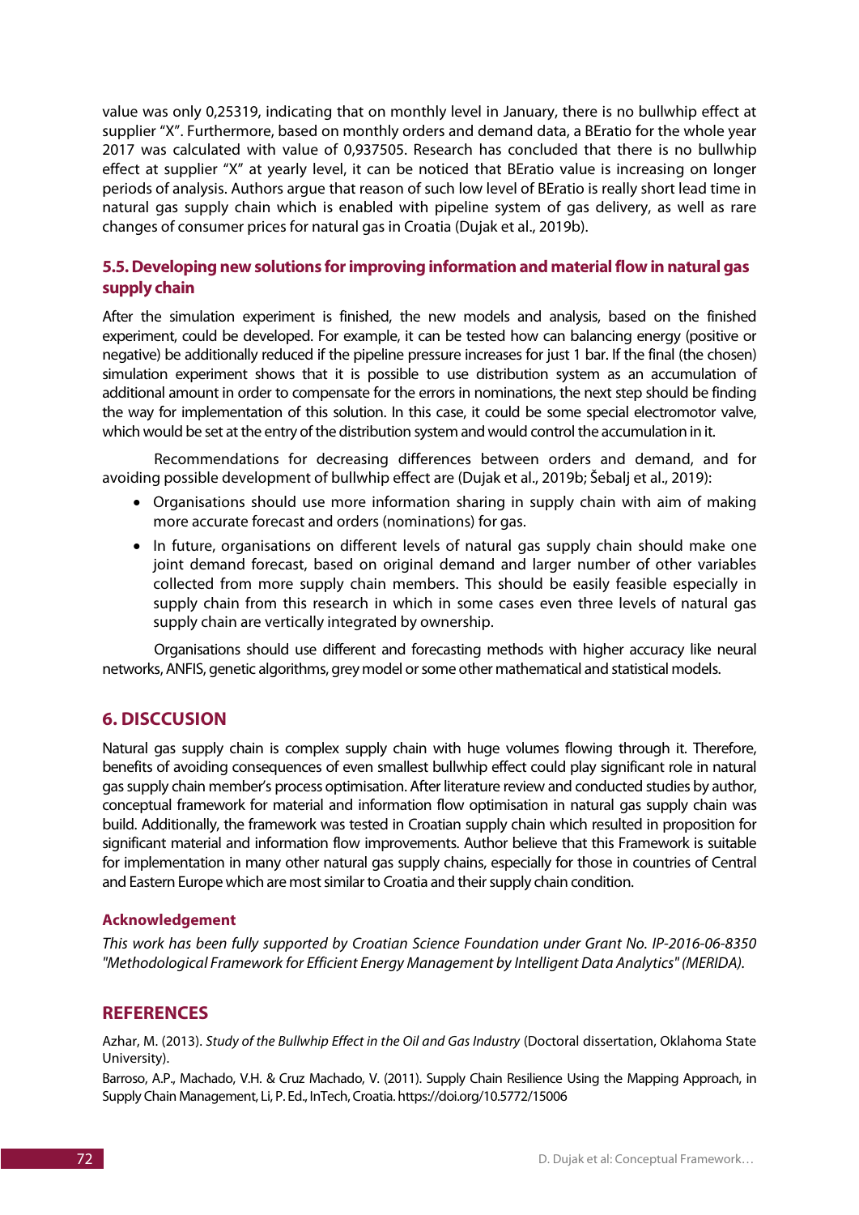value was only 0,25319, indicating that on monthly level in January, there is no bullwhip effect at supplier "X". Furthermore, based on monthly orders and demand data, a BEratio for the whole year 2017 was calculated with value of 0,937505. Research has concluded that there is no bullwhip effect at supplier "X" at yearly level, it can be noticed that BEratio value is increasing on longer periods of analysis. Authors argue that reason of such low level of BEratio is really short lead time in natural gas supply chain which is enabled with pipeline system of gas delivery, as well as rare changes of consumer prices for natural gas in Croatia (Dujak et al., 2019b).

### 5.5. Developing new solutions for improving information and material flow in natural gas supply chain

After the simulation experiment is finished, the new models and analysis, based on the finished experiment, could be developed. For example, it can be tested how can balancing energy (positive or negative) be additionally reduced if the pipeline pressure increases for just 1 bar. If the final (the chosen) simulation experiment shows that it is possible to use distribution system as an accumulation of additional amount in order to compensate for the errors in nominations, the next step should be finding the way for implementation of this solution. In this case, it could be some special electromotor valve, which would be set at the entry of the distribution system and would control the accumulation in it.

Recommendations for decreasing differences between orders and demand, and for avoiding possible development of bullwhip effect are (Dujak et al., 2019b; Šebalj et al., 2019):

- Organisations should use more information sharing in supply chain with aim of making more accurate forecast and orders (nominations) for gas.
- In future, organisations on different levels of natural gas supply chain should make one joint demand forecast, based on original demand and larger number of other variables collected from more supply chain members. This should be easily feasible especially in supply chain from this research in which in some cases even three levels of natural gas supply chain are vertically integrated by ownership.

Organisations should use different and forecasting methods with higher accuracy like neural networks, ANFIS, genetic algorithms, grey model or some other mathematical and statistical models.

## 6. DISCCUSION

Natural gas supply chain is complex supply chain with huge volumes flowing through it. Therefore, benefits of avoiding consequences of even smallest bullwhip effect could play significant role in natural gas supply chain member's process optimisation. After literature review and conducted studies by author, conceptual framework for material and information flow optimisation in natural gas supply chain was build. Additionally, the framework was tested in Croatian supply chain which resulted in proposition for significant material and information flow improvements. Author believe that this Framework is suitable for implementation in many other natural gas supply chains, especially for those in countries of Central and Eastern Europe which are most similar to Croatia and their supply chain condition.

### Acknowledgement

*This work has been fully supported by Croatian Science Foundation under Grant No. IP-2016-06-8350 "Methodological Framework for Efficient Energy Management by Intelligent Data Analytics" (MERIDA).*

## REFERENCES

Azhar, M. (2013). *Study of the Bullwhip Effect in the Oil and Gas Industry* (Doctoral dissertation, Oklahoma State University).

Barroso, A.P., Machado, V.H. & Cruz Machado, V. (2011). Supply Chain Resilience Using the Mapping Approach, in Supply Chain Management, Li, P. Ed., InTech, Croatia. https://doi.org/10.5772/15006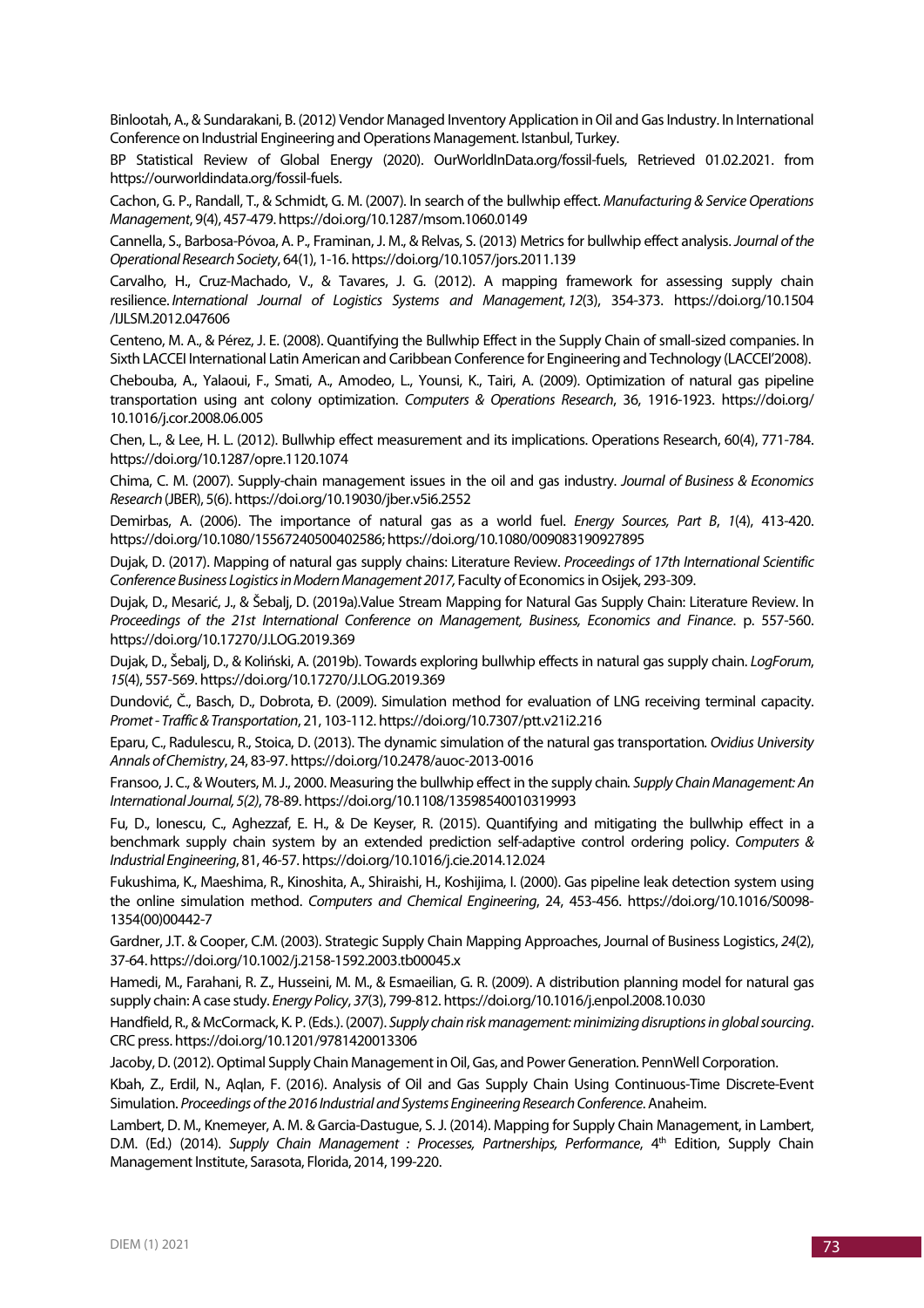Binlootah, A., & Sundarakani, B. (2012) Vendor Managed Inventory Application in Oil and Gas Industry. In International Conference on Industrial Engineering and Operations Management. Istanbul, Turkey.

BP Statistical Review of Global Energy (2020). OurWorldInData.org/fossil-fuels, Retrieved 01.02.2021. from https://ourworldindata.org/fossil-fuels.

Cachon, G. P., Randall, T., & Schmidt, G. M. (2007). In search of the bullwhip effect. *Manufacturing & Service Operations Management*, 9(4), 457-479. https://doi.org/10.1287/msom.1060.0149

Cannella, S., Barbosa-Póvoa, A. P., Framinan, J. M., & Relvas, S. (2013) Metrics for bullwhip effect analysis. *Journal of the Operational Research Society*, 64(1), 1-16. https://doi.org/10.1057/jors.2011.139

Carvalho, H., Cruz-Machado, V., & Tavares, J. G. (2012). A mapping framework for assessing supply chain resilience. *International Journal of Logistics Systems and Management*, *12*(3), 354-373. https://doi.org/10.1504/IJLSM.2012.047606

Centeno, M. A., & Pérez, J. E. (2008). Quantifying the Bullwhip Effect in the Supply Chain of small-sized companies. In Sixth LACCEI International Latin American and Caribbean Conference for Engineering and Technology (LACCEI'2008).

Chebouba, A., Yalaoui, F., Smati, A., Amodeo, L., Younsi, K., Tairi, A. (2009). Optimization of natural gas pipeline transportation using ant colony optimization. *Computers & Operations Research*, 36, 1916-1923. https://doi.org/10.1016/j.cor.2008.06.005

Chen, L., & Lee, H. L. (2012). Bullwhip effect measurement and its implications. Operations Research, 60(4), 771-784. https://doi.org/10.1287/opre.1120.1074

Chima, C. M. (2007). Supply-chain management issues in the oil and gas industry. *Journal of Business & Economics Research* (JBER), 5(6). https://doi.org/10.19030/jber.v5i6.2552

Demirbas, A. (2006). The importance of natural gas as a world fuel. *Energy Sources, Part B*, *1*(4), 413-420. https://doi.org/10.1080/15567240500402586; https://doi.org/10.1080/009083190927895

Dujak, D. (2017). Mapping of natural gas supply chains: Literature Review. *Proceedings of 17th International Scientific Conference Business Logistics in Modern Management 2017,* Faculty of Economics in Osijek, 293-309.

Dujak, D., Mesarić, J., & Šebalj, D. (2019a).Value Stream Mapping for Natural Gas Supply Chain: Literature Review. In *Proceedings of the 21st International Conference on Management, Business, Economics and Finance*. p. 557-560. https://doi.org/10.17270/J.LOG.2019.369

Dujak, D., Šebalj, D., & Koliński, A. (2019b). Towards exploring bullwhip effects in natural gas supply chain. *LogForum*, *15*(4), 557-569. https://doi.org/10.17270/J.LOG.2019.369

Dundović, Č., Basch, D., Dobrota, Đ. (2009). Simulation method for evaluation of LNG receiving terminal capacity. *Promet - Traffic & Transportation*, 21, 103-112. https://doi.org/10.7307/ptt.v21i2.216

Eparu, C., Radulescu, R., Stoica, D. (2013). The dynamic simulation of the natural gas transportation. *Ovidius University Annals of Chemistry*, 24, 83-97. https://doi.org/10.2478/auoc-2013-0016

Fransoo, J. C., & Wouters, M. J., 2000. Measuring the bullwhip effect in the supply chain. *Supply Chain Management: An International Journal, 5(2)*, 78-89. https://doi.org/10.1108/13598540010319993

Fu, D., Ionescu, C., Aghezzaf, E. H., & De Keyser, R. (2015). Quantifying and mitigating the bullwhip effect in a benchmark supply chain system by an extended prediction self-adaptive control ordering policy. *Computers & Industrial Engineering*, 81, 46-57. https://doi.org/10.1016/j.cie.2014.12.024

Fukushima, K., Maeshima, R., Kinoshita, A., Shiraishi, H., Koshijima, I. (2000). Gas pipeline leak detection system using the online simulation method. *Computers and Chemical Engineering*, 24, 453-456. https://doi.org/10.1016/S0098-1354(00)00442-7

Gardner, J.T. & Cooper, C.M. (2003). Strategic Supply Chain Mapping Approaches, Journal of Business Logistics, *24*(2), 37-64. https://doi.org/10.1002/j.2158-1592.2003.tb00045.x

Hamedi, M., Farahani, R. Z., Husseini, M. M., & Esmaeilian, G. R. (2009). A distribution planning model for natural gas supply chain: A case study. *Energy Policy*, *37*(3), 799-812. https://doi.org/10.1016/j.enpol.2008.10.030

Handfield, R., & McCormack, K. P. (Eds.). (2007). *Supply chain risk management: minimizing disruptions in global sourcing*. CRC press. https://doi.org/10.1201/9781420013306

Jacoby, D. (2012). Optimal Supply Chain Management in Oil, Gas, and Power Generation. PennWell Corporation.

Kbah, Z., Erdil, N., Aqlan, F. (2016). Analysis of Oil and Gas Supply Chain Using Continuous-Time Discrete-Event Simulation. *Proceedings of the 2016 Industrial and Systems Engineering Research Conference*. Anaheim.

Lambert, D. M., Knemeyer, A. M. & Garcia-Dastugue, S. J. (2014). Mapping for Supply Chain Management, in Lambert, D.M. (Ed.) (2014). *Supply Chain Management : Processes, Partnerships, Performance*, 4th Edition, Supply Chain Management Institute, Sarasota, Florida, 2014, 199-220.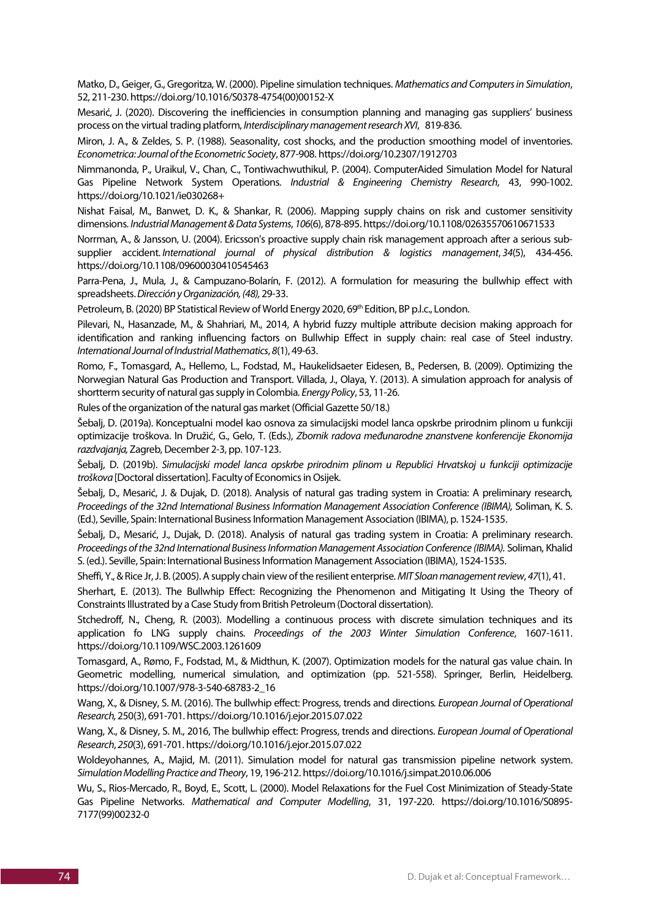Matko, D., Geiger, G., Gregoritza, W. (2000). Pipeline simulation techniques. *Mathematics and Computers in Simulation*, 52, 211-230. https://doi.org/10.1016/S0378-4754(00)00152-X

Mesarić, J. (2020). Discovering the inefficiencies in consumption planning and managing gas suppliers' business process on the virtual trading platform, *Interdisciplinary management research XVI*, 819-836.

Miron, J. A., & Zeldes, S. P. (1988). Seasonality, cost shocks, and the production smoothing model of inventories. *Econometrica: Journal of the Econometric Society*, 877-908. https://doi.org/10.2307/1912703

Nimmanonda, P., Uraikul, V., Chan, C., Tontiwachwuthikul, P. (2004). ComputerAided Simulation Model for Natural Gas Pipeline Network System Operations. *Industrial & Engineering Chemistry Research*, 43, 990-1002. https://doi.org/10.1021/ie030268+

Nishat Faisal, M., Banwet, D. K., & Shankar, R. (2006). Mapping supply chains on risk and customer sensitivity dimensions. *Industrial Management & Data Systems*, *106*(6), 878-895. https://doi.org/10.1108/02635570610671533

Norrman, A., & Jansson, U. (2004). Ericsson's proactive supply chain risk management approach after a serious sub-supplier accident. *International journal of physical distribution & logistics management*, *34*(5), 434-456. https://doi.org/10.1108/09600030410545463

Parra-Pena, J., Mula, J., & Campuzano-Bolarín, F. (2012). A formulation for measuring the bullwhip effect with spreadsheets. *Dirección y Organización, (48),* 29-33.

Petroleum, B. (2020) BP Statistical Review of World Energy 2020, 69th Edition, BP p.l.c., London.

Pilevari, N., Hasanzade, M., & Shahriari, M., 2014, A hybrid fuzzy multiple attribute decision making approach for identification and ranking influencing factors on Bullwhip Effect in supply chain: real case of Steel industry. *International Journal of Industrial Mathematics*, *8*(1), 49-63.

Romo, F., Tomasgard, A., Hellemo, L., Fodstad, M., Haukelidsaeter Eidesen, B., Pedersen, B. (2009). Optimizing the Norwegian Natural Gas Production and Transport. Villada, J., Olaya, Y. (2013). A simulation approach for analysis of shortterm security of natural gas supply in Colombia. *Energy Policy*, 53, 11-26.

Rules of the organization of the natural gas market (Official Gazette 50/18.)

Šebalj, D. (2019a). Konceptualni model kao osnova za simulacijski model lanca opskrbe prirodnim plinom u funkciji optimizacije troškova. In Družić, G., Gelo, T. (Eds.), *Zbornik radova međunarodne znanstvene konferencije Ekonomija razdvajanja,* Zagreb, December 2-3, pp. 107-123.

Šebalj, D. (2019b). *Simulacijski model lanca opskrbe prirodnim plinom u Republici Hrvatskoj u funkciji optimizacije troškova* [Doctoral dissertation]. Faculty of Economics in Osijek.

Šebalj, D., Mesarić, J. & Dujak, D. (2018). Analysis of natural gas trading system in Croatia: A preliminary research, *Proceedings of the 32nd International Business Information Management Association Conference (IBIMA),* Soliman, K. S. (Ed.), Seville, Spain: International Business Information Management Association (IBIMA), p. 1524-1535.

Šebalj, D., Mesarić, J., Dujak, D. (2018). Analysis of natural gas trading system in Croatia: A preliminary research. *Proceedings of the 32nd International Business Information Management Association Conference (IBIMA).* Soliman, Khalid S. (ed.). Seville, Spain: International Business Information Management Association (IBIMA), 1524-1535.

Sheffi, Y., & Rice Jr, J. B. (2005). A supply chain view of the resilient enterprise. *MIT Sloan management review*, *47*(1), 41.

Sherhart, E. (2013). The Bullwhip Effect: Recognizing the Phenomenon and Mitigating It Using the Theory of Constraints Illustrated by a Case Study from British Petroleum (Doctoral dissertation).

Stchedroff, N., Cheng, R. (2003). Modelling a continuous process with discrete simulation techniques and its application fo LNG supply chains. *Proceedings of the 2003 Winter Simulation Conference*, 1607-1611. https://doi.org/10.1109/WSC.2003.1261609

Tomasgard, A., Rømo, F., Fodstad, M., & Midthun, K. (2007). Optimization models for the natural gas value chain. In Geometric modelling, numerical simulation, and optimization (pp. 521-558). Springer, Berlin, Heidelberg. https://doi.org/10.1007/978-3-540-68783-2_16

Wang, X., & Disney, S. M. (2016). The bullwhip effect: Progress, trends and directions. *European Journal of Operational Research,* 250(3), 691-701. https://doi.org/10.1016/j.ejor.2015.07.022

Wang, X., & Disney, S. M., 2016, The bullwhip effect: Progress, trends and directions. *European Journal of Operational Research*, *250*(3), 691-701. https://doi.org/10.1016/j.ejor.2015.07.022

Woldeyohannes, A., Majid, M. (2011). Simulation model for natural gas transmission pipeline network system. *Simulation Modelling Practice and Theory*, 19, 196-212. https://doi.org/10.1016/j.simpat.2010.06.006

Wu, S., Rios-Mercado, R., Boyd, E., Scott, L. (2000). Model Relaxations for the Fuel Cost Minimization of Steady-State Gas Pipeline Networks. *Mathematical and Computer Modelling*, 31, 197-220. https://doi.org/10.1016/S0895-7177(99)00232-0